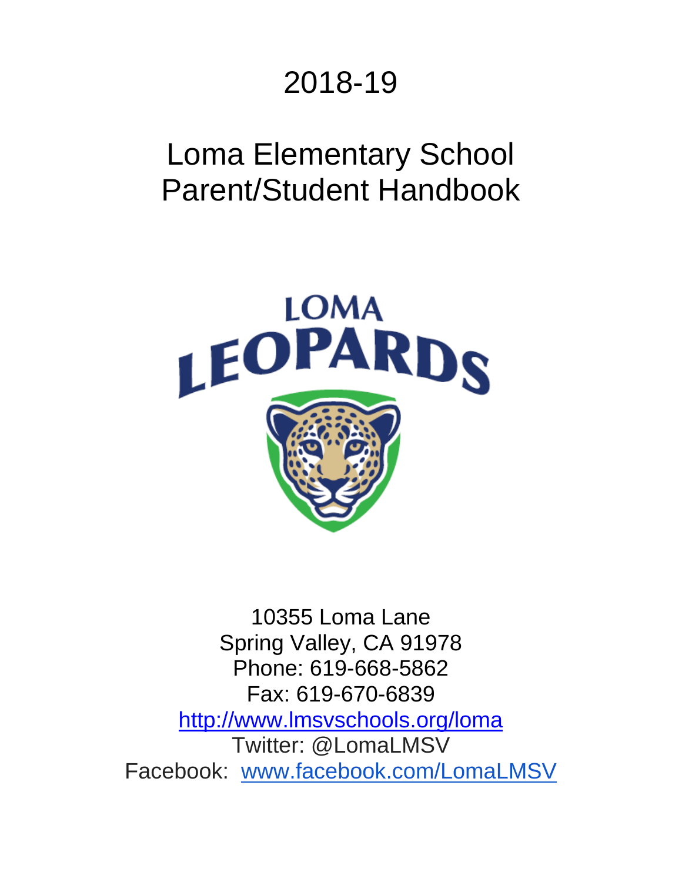# 2018-19

# Loma Elementary School Parent/Student Handbook

10355 Loma Lane
Spring Valley, CA 91978
Phone: 619-668-5862
Fax: 619-670-6839
http://www.lmsvschools.org/loma
Twitter: @LomaLMSV
Facebook: www.facebook.com/LomaLMSV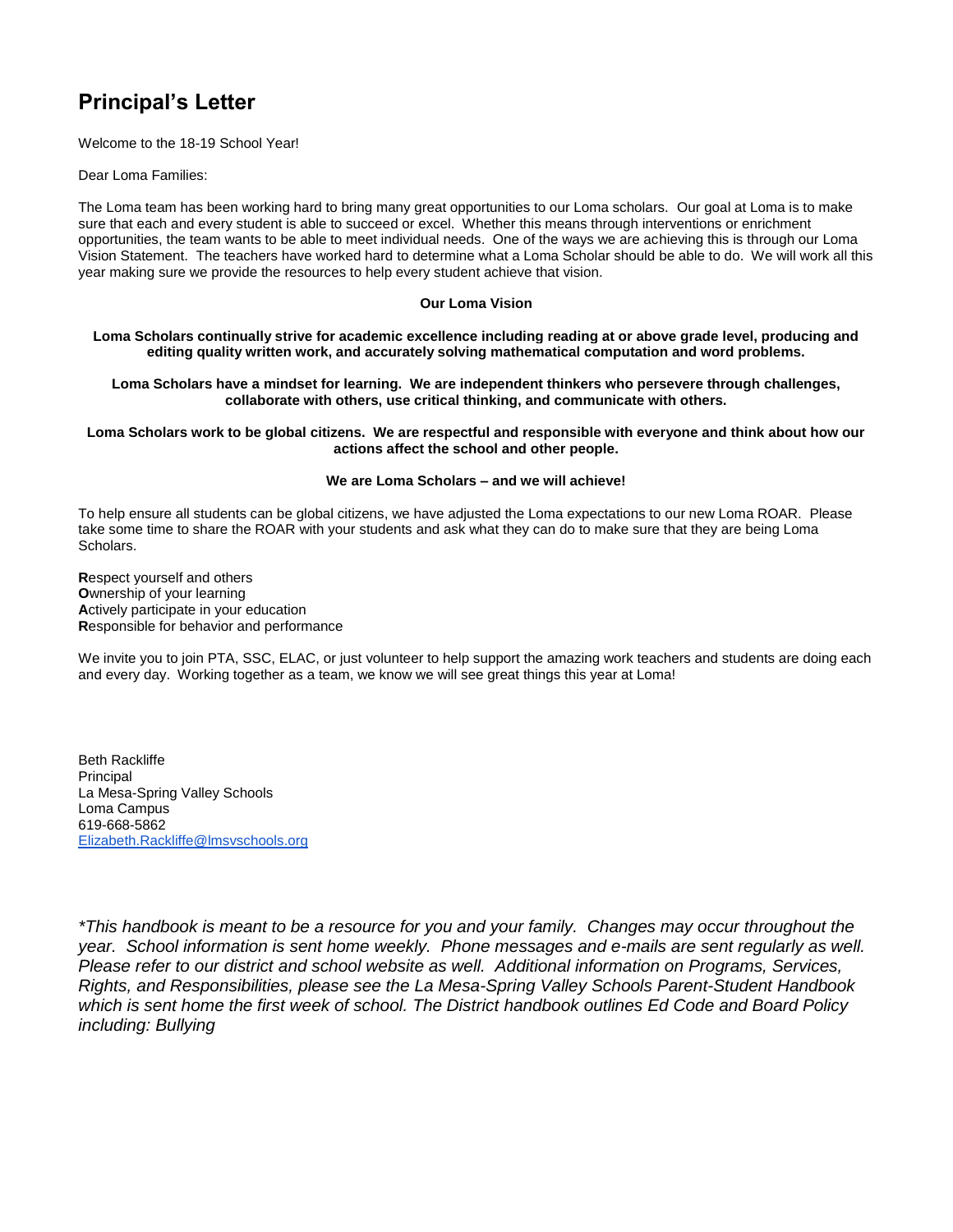## Principal's Letter

Welcome to the 18-19 School Year!

Dear Loma Families:

The Loma team has been working hard to bring many great opportunities to our Loma scholars. Our goal at Loma is to make sure that each and every student is able to succeed or excel. Whether this means through interventions or enrichment opportunities, the team wants to be able to meet individual needs. One of the ways we are achieving this is through our Loma Vision Statement. The teachers have worked hard to determine what a Loma Scholar should be able to do. We will work all this year making sure we provide the resources to help every student achieve that vision.

**Our Loma Vision**

**Loma Scholars continually strive for academic excellence including reading at or above grade level, producing and editing quality written work, and accurately solving mathematical computation and word problems.**

**Loma Scholars have a mindset for learning. We are independent thinkers who persevere through challenges, collaborate with others, use critical thinking, and communicate with others.**

**Loma Scholars work to be global citizens. We are respectful and responsible with everyone and think about how our actions affect the school and other people.**

**We are Loma Scholars – and we will achieve!**

To help ensure all students can be global citizens, we have adjusted the Loma expectations to our new Loma ROAR. Please take some time to share the ROAR with your students and ask what they can do to make sure that they are being Loma Scholars.

**R**espect yourself and others
**O**wnership of your learning
**A**ctively participate in your education
**R**esponsible for behavior and performance

We invite you to join PTA, SSC, ELAC, or just volunteer to help support the amazing work teachers and students are doing each and every day. Working together as a team, we know we will see great things this year at Loma!

Beth Rackliffe
Principal
La Mesa-Spring Valley Schools
Loma Campus
619-668-5862
Elizabeth.Rackliffe@lmsvschools.org

*\*This handbook is meant to be a resource for you and your family. Changes may occur throughout the year. School information is sent home weekly. Phone messages and e-mails are sent regularly as well. Please refer to our district and school website as well. Additional information on Programs, Services, Rights, and Responsibilities, please see the La Mesa-Spring Valley Schools Parent-Student Handbook which is sent home the first week of school. The District handbook outlines Ed Code and Board Policy including: Bullying*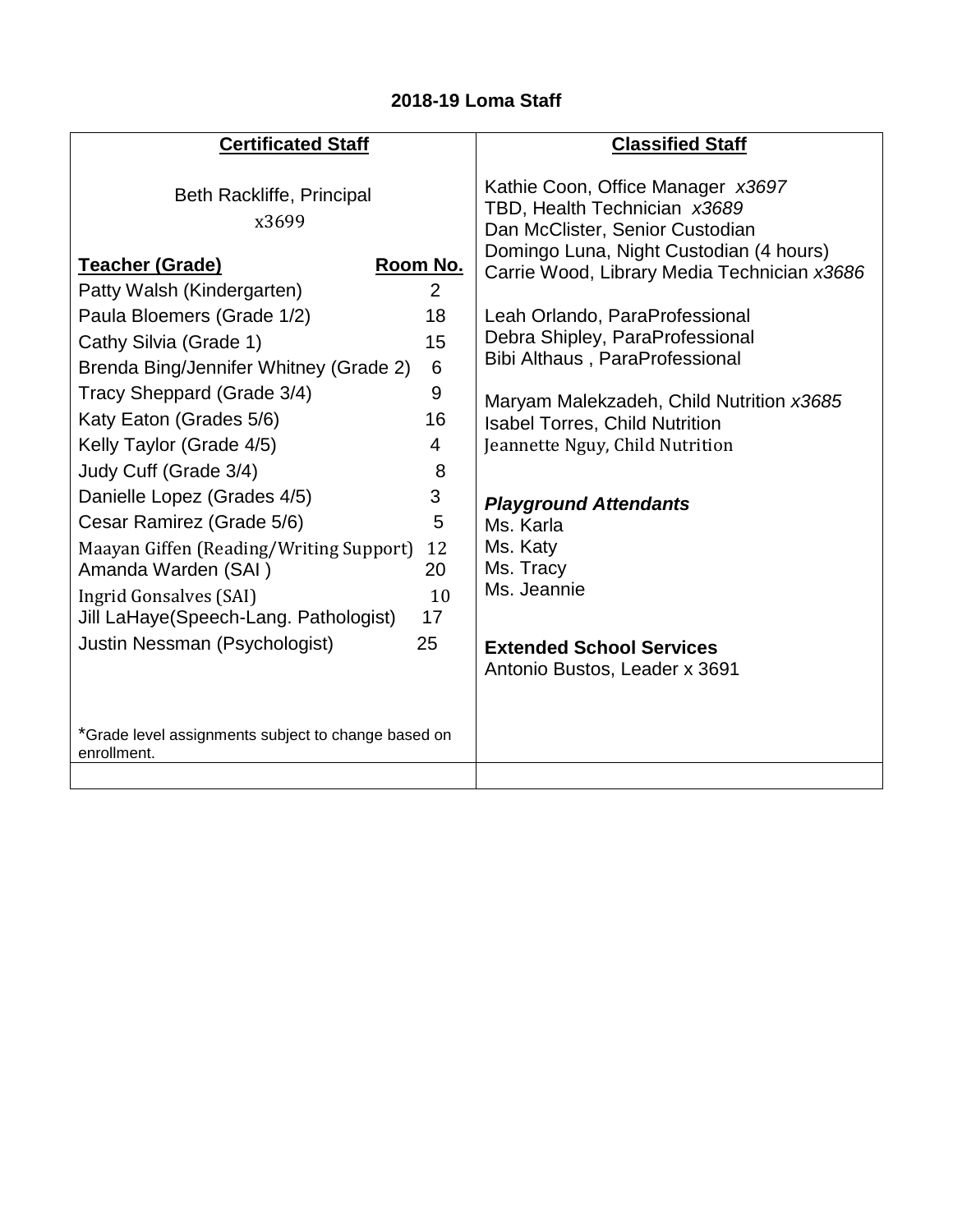## 2018-19 Loma Staff

| Certificated Staff | Classified Staff |
|---|---|
| Beth Rackliffe, Principal x3699 | Kathie Coon, Office Manager *x3697*<br>TBD, Health Technician *x3689*<br>Dan McClister, Senior Custodian<br>Domingo Luna, Night Custodian (4 hours)<br>Carrie Wood, Library Media Technician *x3686* |

| Teacher (Grade) | Room No. |
|---|---|
| Patty Walsh (Kindergarten) | 2 |
| Paula Bloemers (Grade 1/2) | 18 |
| Cathy Silvia (Grade 1) | 15 |
| Brenda Bing/Jennifer Whitney (Grade 2) | 6 |
| Tracy Sheppard (Grade 3/4) | 9 |
| Katy Eaton (Grades 5/6) | 16 |
| Kelly Taylor (Grade 4/5) | 4 |
| Judy Cuff (Grade 3/4) | 8 |
| Danielle Lopez (Grades 4/5) | 3 |
| Cesar Ramirez (Grade 5/6) | 5 |
| Maayan Giffen (Reading/Writing Support) | 12 |
| Amanda Warden (SAI ) | 20 |
| Ingrid Gonsalves (SAI) | 10 |
| Jill LaHaye(Speech-Lang. Pathologist) | 17 |
| Justin Nessman (Psychologist) | 25 |

*Grade level assignments subject to change based on enrollment.

Leah Orlando, ParaProfessional
Debra Shipley, ParaProfessional
Bibi Althaus , ParaProfessional

Maryam Malekzadeh, Child Nutrition *x3685*
Isabel Torres, Child Nutrition
Jeannette Nguy, Child Nutrition

***Playground Attendants***

Ms. Karla
Ms. Katy
Ms. Tracy
Ms. Jeannie

**Extended School Services**

Antonio Bustos, Leader x 3691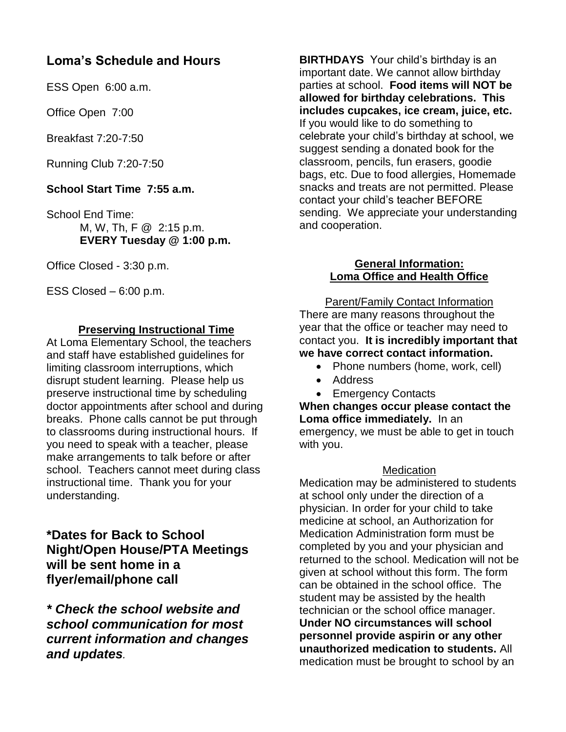## Loma's Schedule and Hours

ESS Open 6:00 a.m.

Office Open 7:00

Breakfast 7:20-7:50

Running Club 7:20-7:50

**School Start Time 7:55 a.m.**

School End Time:
M, W, Th, F @ 2:15 p.m.
**EVERY Tuesday @ 1:00 p.m.**

Office Closed - 3:30 p.m.

ESS Closed – 6:00 p.m.

**Preserving Instructional Time**

At Loma Elementary School, the teachers and staff have established guidelines for limiting classroom interruptions, which disrupt student learning. Please help us preserve instructional time by scheduling doctor appointments after school and during breaks. Phone calls cannot be put through to classrooms during instructional hours. If you need to speak with a teacher, please make arrangements to talk before or after school. Teachers cannot meet during class instructional time. Thank you for your understanding.

### *Dates for Back to School Night/Open House/PTA Meetings will be sent home in a flyer/email/phone call

### ***\* Check the school website and school communication for most current information and changes and updates.***

**BIRTHDAYS** Your child's birthday is an important date. We cannot allow birthday parties at school. **Food items will NOT be allowed for birthday celebrations. This includes cupcakes, ice cream, juice, etc.** If you would like to do something to celebrate your child's birthday at school, we suggest sending a donated book for the classroom, pencils, fun erasers, goodie bags, etc. Due to food allergies, Homemade snacks and treats are not permitted. Please contact your child's teacher BEFORE sending. We appreciate your understanding and cooperation.

**General Information:
Loma Office and Health Office**

Parent/Family Contact Information

There are many reasons throughout the year that the office or teacher may need to contact you. **It is incredibly important that we have correct contact information.**

- Phone numbers (home, work, cell)
- Address
- Emergency Contacts

**When changes occur please contact the Loma office immediately.** In an emergency, we must be able to get in touch with you.

Medication

Medication may be administered to students at school only under the direction of a physician. In order for your child to take medicine at school, an Authorization for Medication Administration form must be completed by you and your physician and returned to the school. Medication will not be given at school without this form. The form can be obtained in the school office. The student may be assisted by the health technician or the school office manager. **Under NO circumstances will school personnel provide aspirin or any other unauthorized medication to students.** All medication must be brought to school by an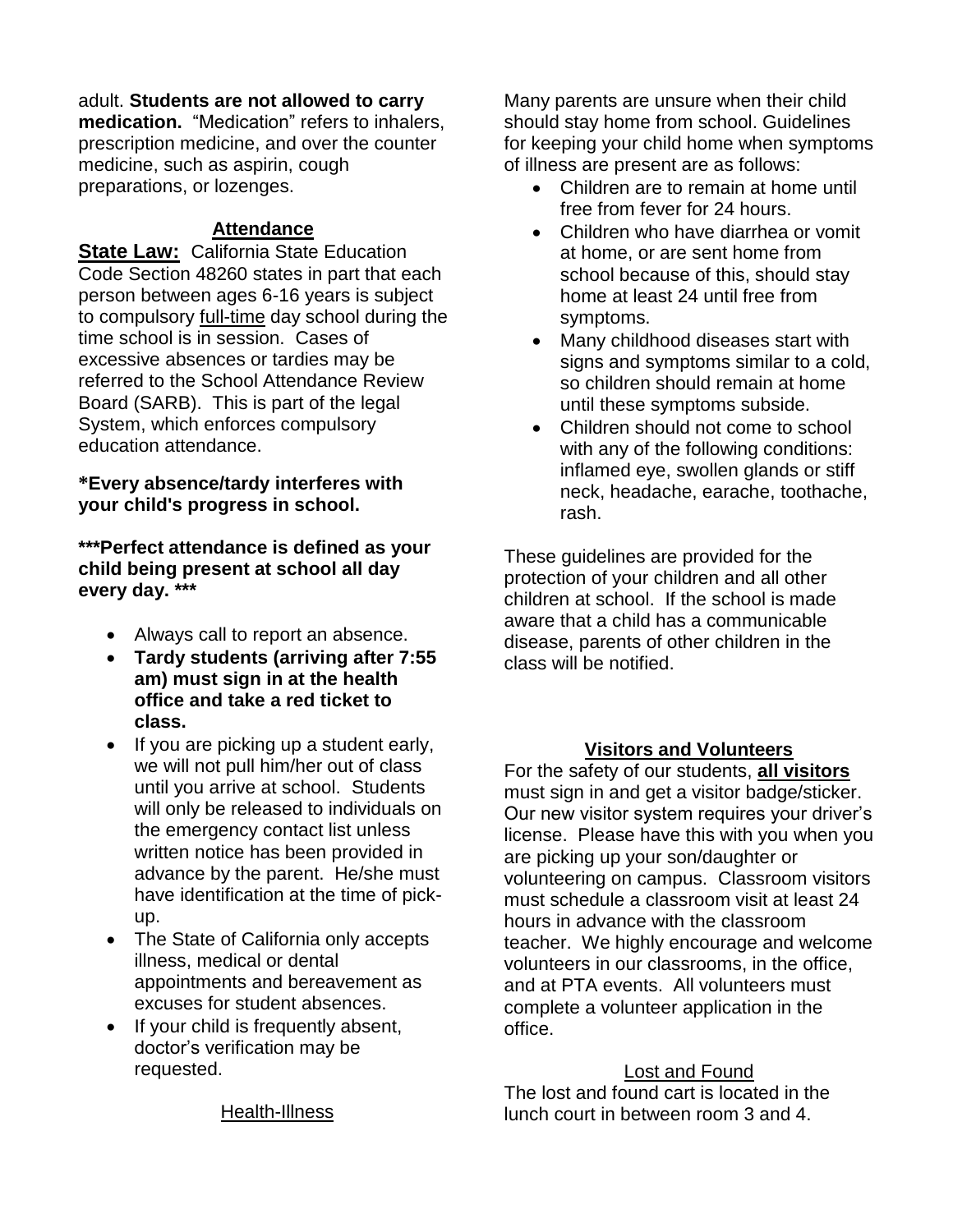adult. **Students are not allowed to carry medication.** "Medication" refers to inhalers, prescription medicine, and over the counter medicine, such as aspirin, cough preparations, or lozenges.

## Attendance

**State Law:** California State Education Code Section 48260 states in part that each person between ages 6-16 years is subject to compulsory full-time day school during the time school is in session. Cases of excessive absences or tardies may be referred to the School Attendance Review Board (SARB). This is part of the legal System, which enforces compulsory education attendance.

**\*Every absence/tardy interferes with your child's progress in school.**

**\*\*\*Perfect attendance is defined as your child being present at school all day every day. \*\*\***

- Always call to report an absence.
- **Tardy students (arriving after 7:55 am) must sign in at the health office and take a red ticket to class.**
- If you are picking up a student early, we will not pull him/her out of class until you arrive at school. Students will only be released to individuals on the emergency contact list unless written notice has been provided in advance by the parent. He/she must have identification at the time of pick-up.
- The State of California only accepts illness, medical or dental appointments and bereavement as excuses for student absences.
- If your child is frequently absent, doctor's verification may be requested.

## Health-Illness

Many parents are unsure when their child should stay home from school. Guidelines for keeping your child home when symptoms of illness are present are as follows:

- Children are to remain at home until free from fever for 24 hours.
- Children who have diarrhea or vomit at home, or are sent home from school because of this, should stay home at least 24 until free from symptoms.
- Many childhood diseases start with signs and symptoms similar to a cold, so children should remain at home until these symptoms subside.
- Children should not come to school with any of the following conditions: inflamed eye, swollen glands or stiff neck, headache, earache, toothache, rash.

These guidelines are provided for the protection of your children and all other children at school. If the school is made aware that a child has a communicable disease, parents of other children in the class will be notified.

## Visitors and Volunteers

For the safety of our students, **all visitors** must sign in and get a visitor badge/sticker. Our new visitor system requires your driver's license. Please have this with you when you are picking up your son/daughter or volunteering on campus. Classroom visitors must schedule a classroom visit at least 24 hours in advance with the classroom teacher. We highly encourage and welcome volunteers in our classrooms, in the office, and at PTA events. All volunteers must complete a volunteer application in the office.

## Lost and Found

The lost and found cart is located in the lunch court in between room 3 and 4.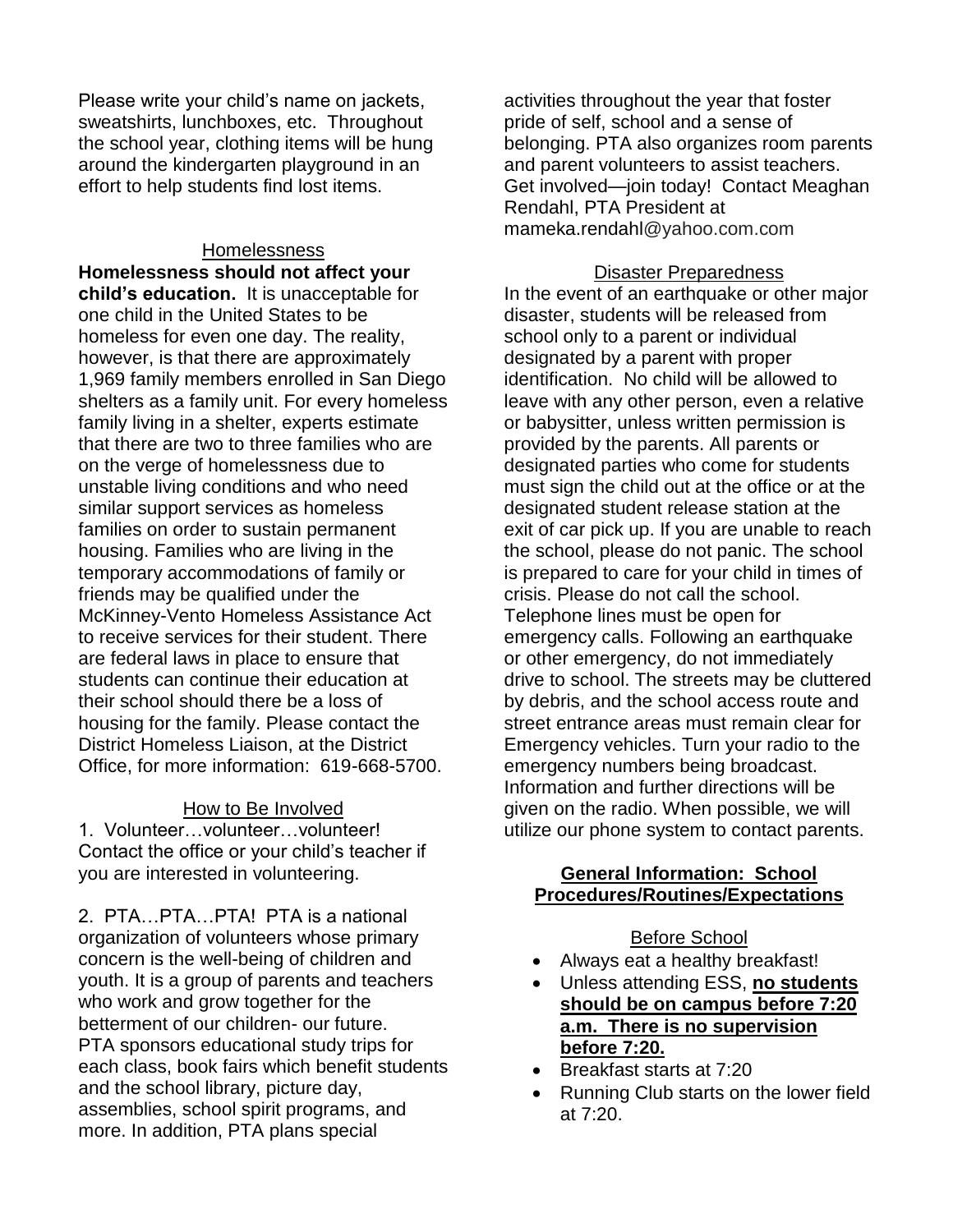Please write your child's name on jackets, sweatshirts, lunchboxes, etc. Throughout the school year, clothing items will be hung around the kindergarten playground in an effort to help students find lost items.

### Homelessness

**Homelessness should not affect your child's education.** It is unacceptable for one child in the United States to be homeless for even one day. The reality, however, is that there are approximately 1,969 family members enrolled in San Diego shelters as a family unit. For every homeless family living in a shelter, experts estimate that there are two to three families who are on the verge of homelessness due to unstable living conditions and who need similar support services as homeless families on order to sustain permanent housing. Families who are living in the temporary accommodations of family or friends may be qualified under the McKinney-Vento Homeless Assistance Act to receive services for their student. There are federal laws in place to ensure that students can continue their education at their school should there be a loss of housing for the family. Please contact the District Homeless Liaison, at the District Office, for more information: 619-668-5700.

### How to Be Involved

1. Volunteer…volunteer…volunteer! Contact the office or your child's teacher if you are interested in volunteering.

2. PTA…PTA…PTA! PTA is a national organization of volunteers whose primary concern is the well-being of children and youth. It is a group of parents and teachers who work and grow together for the betterment of our children- our future. PTA sponsors educational study trips for each class, book fairs which benefit students and the school library, picture day, assemblies, school spirit programs, and more. In addition, PTA plans special activities throughout the year that foster pride of self, school and a sense of belonging. PTA also organizes room parents and parent volunteers to assist teachers. Get involved—join today! Contact Meaghan Rendahl, PTA President at mameka.rendahl@yahoo.com.com

### Disaster Preparedness

In the event of an earthquake or other major disaster, students will be released from school only to a parent or individual designated by a parent with proper identification. No child will be allowed to leave with any other person, even a relative or babysitter, unless written permission is provided by the parents. All parents or designated parties who come for students must sign the child out at the office or at the designated student release station at the exit of car pick up. If you are unable to reach the school, please do not panic. The school is prepared to care for your child in times of crisis. Please do not call the school. Telephone lines must be open for emergency calls. Following an earthquake or other emergency, do not immediately drive to school. The streets may be cluttered by debris, and the school access route and street entrance areas must remain clear for Emergency vehicles. Turn your radio to the emergency numbers being broadcast. Information and further directions will be given on the radio. When possible, we will utilize our phone system to contact parents.

## General Information: School Procedures/Routines/Expectations

### Before School

- Always eat a healthy breakfast!
- Unless attending ESS, **no students should be on campus before 7:20 a.m. There is no supervision before 7:20.**
- Breakfast starts at 7:20
- Running Club starts on the lower field at 7:20.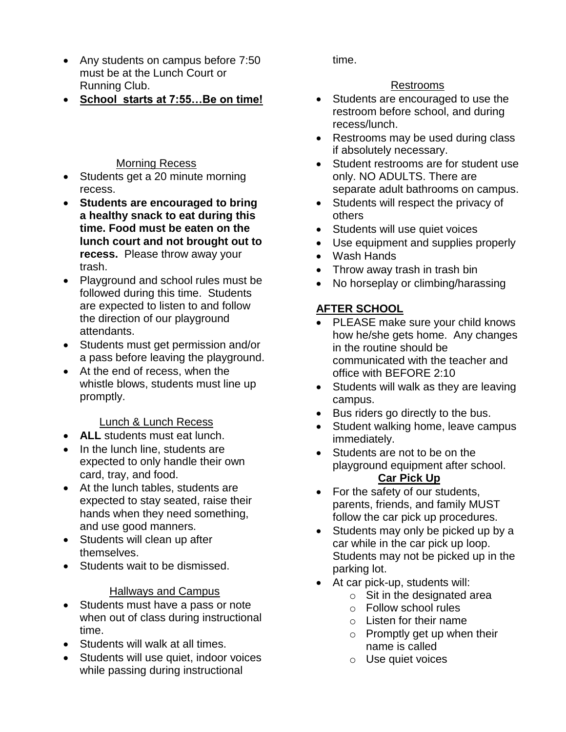- Any students on campus before 7:50 must be at the Lunch Court or Running Club.
- **School starts at 7:55…Be on time!**

Morning Recess

- Students get a 20 minute morning recess.
- **Students are encouraged to bring a healthy snack to eat during this time. Food must be eaten on the lunch court and not brought out to recess.** Please throw away your trash.
- Playground and school rules must be followed during this time. Students are expected to listen to and follow the direction of our playground attendants.
- Students must get permission and/or a pass before leaving the playground.
- At the end of recess, when the whistle blows, students must line up promptly.

Lunch & Lunch Recess

- **ALL** students must eat lunch.
- In the lunch line, students are expected to only handle their own card, tray, and food.
- At the lunch tables, students are expected to stay seated, raise their hands when they need something, and use good manners.
- Students will clean up after themselves.
- Students wait to be dismissed.

Hallways and Campus

- Students must have a pass or note when out of class during instructional time.
- Students will walk at all times.
- Students will use quiet, indoor voices while passing during instructional time.

Restrooms

- Students are encouraged to use the restroom before school, and during recess/lunch.
- Restrooms may be used during class if absolutely necessary.
- Student restrooms are for student use only. NO ADULTS. There are separate adult bathrooms on campus.
- Students will respect the privacy of others
- Students will use quiet voices
- Use equipment and supplies properly
- Wash Hands
- Throw away trash in trash bin
- No horseplay or climbing/harassing

## AFTER SCHOOL

- PLEASE make sure your child knows how he/she gets home. Any changes in the routine should be communicated with the teacher and office with BEFORE 2:10
- Students will walk as they are leaving campus.
- Bus riders go directly to the bus.
- Student walking home, leave campus immediately.
- Students are not to be on the playground equipment after school.

**Car Pick Up**

- For the safety of our students, parents, friends, and family MUST follow the car pick up procedures.
- Students may only be picked up by a car while in the car pick up loop. Students may not be picked up in the parking lot.
- At car pick-up, students will:
  - Sit in the designated area
  - Follow school rules
  - Listen for their name
  - Promptly get up when their name is called
  - Use quiet voices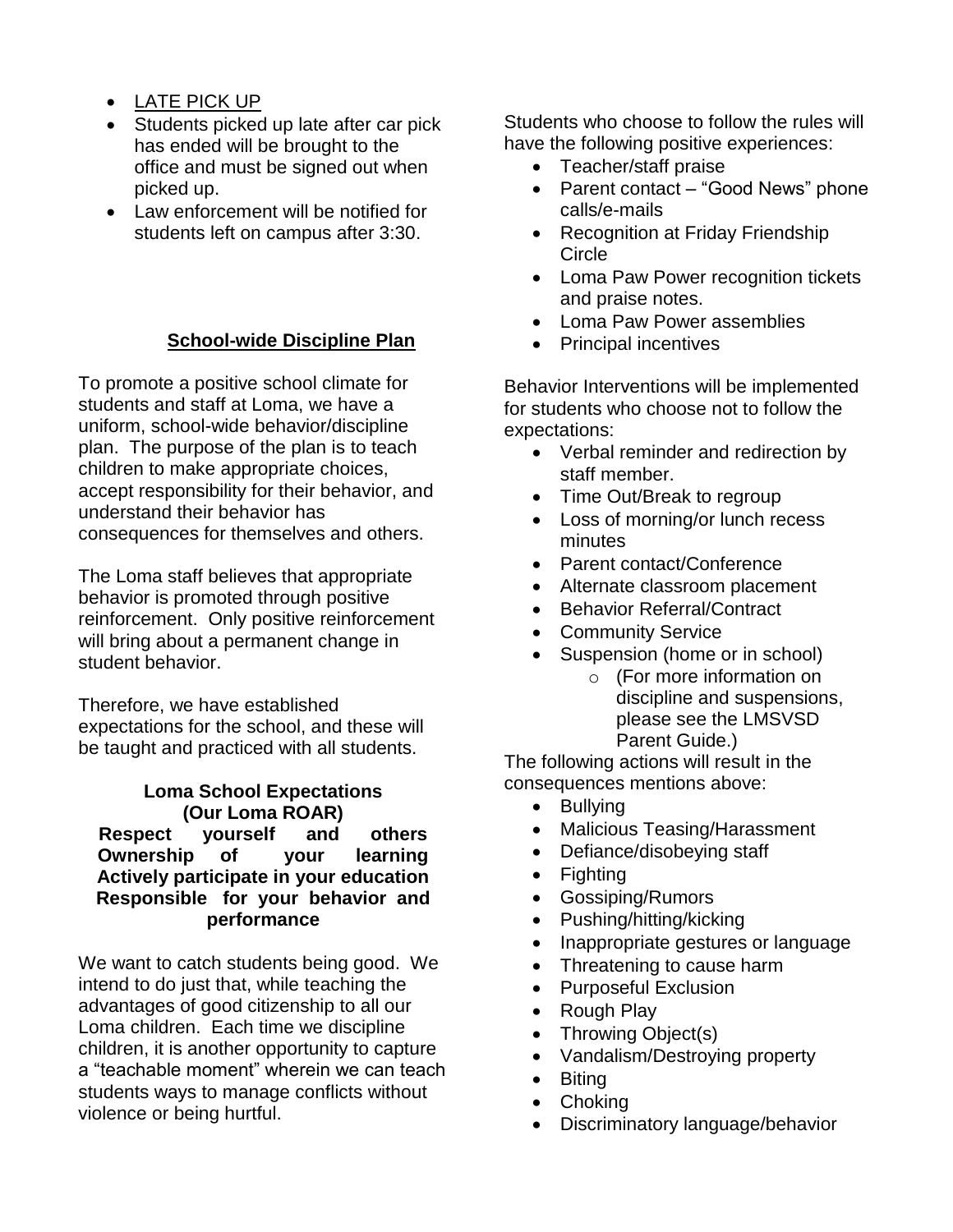- LATE PICK UP
- Students picked up late after car pick has ended will be brought to the office and must be signed out when picked up.
- Law enforcement will be notified for students left on campus after 3:30.

## School-wide Discipline Plan

To promote a positive school climate for students and staff at Loma, we have a uniform, school-wide behavior/discipline plan. The purpose of the plan is to teach children to make appropriate choices, accept responsibility for their behavior, and understand their behavior has consequences for themselves and others.

The Loma staff believes that appropriate behavior is promoted through positive reinforcement. Only positive reinforcement will bring about a permanent change in student behavior.

Therefore, we have established expectations for the school, and these will be taught and practiced with all students.

**Loma School Expectations**
**(Our Loma ROAR)**
**Respect yourself and others**
**Ownership of your learning**
**Actively participate in your education**
**Responsible for your behavior and performance**

We want to catch students being good. We intend to do just that, while teaching the advantages of good citizenship to all our Loma children. Each time we discipline children, it is another opportunity to capture a "teachable moment" wherein we can teach students ways to manage conflicts without violence or being hurtful.

Students who choose to follow the rules will have the following positive experiences:

- Teacher/staff praise
- Parent contact – "Good News" phone calls/e-mails
- Recognition at Friday Friendship Circle
- Loma Paw Power recognition tickets and praise notes.
- Loma Paw Power assemblies
- Principal incentives

Behavior Interventions will be implemented for students who choose not to follow the expectations:

- Verbal reminder and redirection by staff member.
- Time Out/Break to regroup
- Loss of morning/or lunch recess minutes
- Parent contact/Conference
- Alternate classroom placement
- Behavior Referral/Contract
- Community Service
- Suspension (home or in school)
  - (For more information on discipline and suspensions, please see the LMSVSD Parent Guide.)

The following actions will result in the consequences mentions above:

- Bullying
- Malicious Teasing/Harassment
- Defiance/disobeying staff
- Fighting
- Gossiping/Rumors
- Pushing/hitting/kicking
- Inappropriate gestures or language
- Threatening to cause harm
- Purposeful Exclusion
- Rough Play
- Throwing Object(s)
- Vandalism/Destroying property
- Biting
- Choking
- Discriminatory language/behavior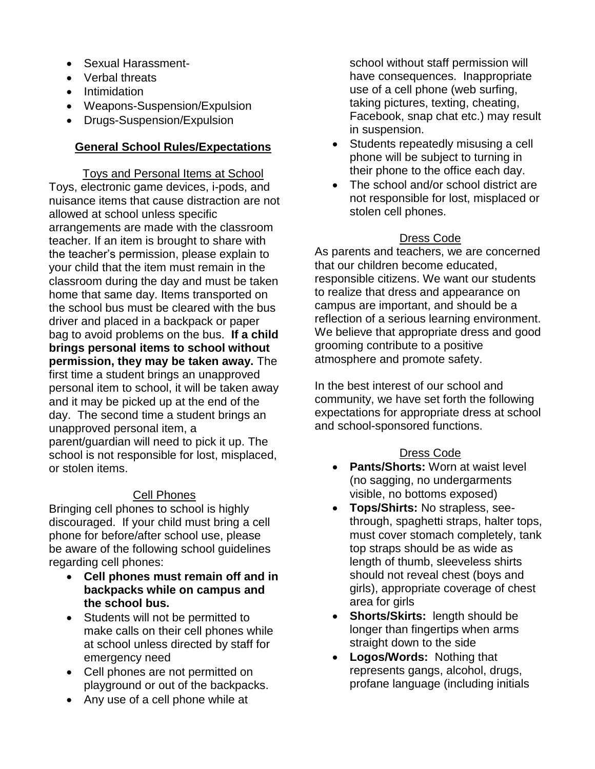- Sexual Harassment-
- Verbal threats
- Intimidation
- Weapons-Suspension/Expulsion
- Drugs-Suspension/Expulsion

## General School Rules/Expectations

### Toys and Personal Items at School

Toys, electronic game devices, i-pods, and nuisance items that cause distraction are not allowed at school unless specific arrangements are made with the classroom teacher. If an item is brought to share with the teacher's permission, please explain to your child that the item must remain in the classroom during the day and must be taken home that same day. Items transported on the school bus must be cleared with the bus driver and placed in a backpack or paper bag to avoid problems on the bus. **If a child brings personal items to school without permission, they may be taken away.** The first time a student brings an unapproved personal item to school, it will be taken away and it may be picked up at the end of the day. The second time a student brings an unapproved personal item, a parent/guardian will need to pick it up. The school is not responsible for lost, misplaced, or stolen items.

### Cell Phones

Bringing cell phones to school is highly discouraged. If your child must bring a cell phone for before/after school use, please be aware of the following school guidelines regarding cell phones:

- **Cell phones must remain off and in backpacks while on campus and the school bus.**
- Students will not be permitted to make calls on their cell phones while at school unless directed by staff for emergency need
- Cell phones are not permitted on playground or out of the backpacks.
- Any use of a cell phone while at school without staff permission will have consequences. Inappropriate use of a cell phone (web surfing, taking pictures, texting, cheating, Facebook, snap chat etc.) may result in suspension.
- Students repeatedly misusing a cell phone will be subject to turning in their phone to the office each day.
- The school and/or school district are not responsible for lost, misplaced or stolen cell phones.

### Dress Code

As parents and teachers, we are concerned that our children become educated, responsible citizens. We want our students to realize that dress and appearance on campus are important, and should be a reflection of a serious learning environment. We believe that appropriate dress and good grooming contribute to a positive atmosphere and promote safety.

In the best interest of our school and community, we have set forth the following expectations for appropriate dress at school and school-sponsored functions.

### Dress Code

- **Pants/Shorts:** Worn at waist level (no sagging, no undergarments visible, no bottoms exposed)
- **Tops/Shirts:** No strapless, see-through, spaghetti straps, halter tops, must cover stomach completely, tank top straps should be as wide as length of thumb, sleeveless shirts should not reveal chest (boys and girls), appropriate coverage of chest area for girls
- **Shorts/Skirts:** length should be longer than fingertips when arms straight down to the side
- **Logos/Words:** Nothing that represents gangs, alcohol, drugs, profane language (including initials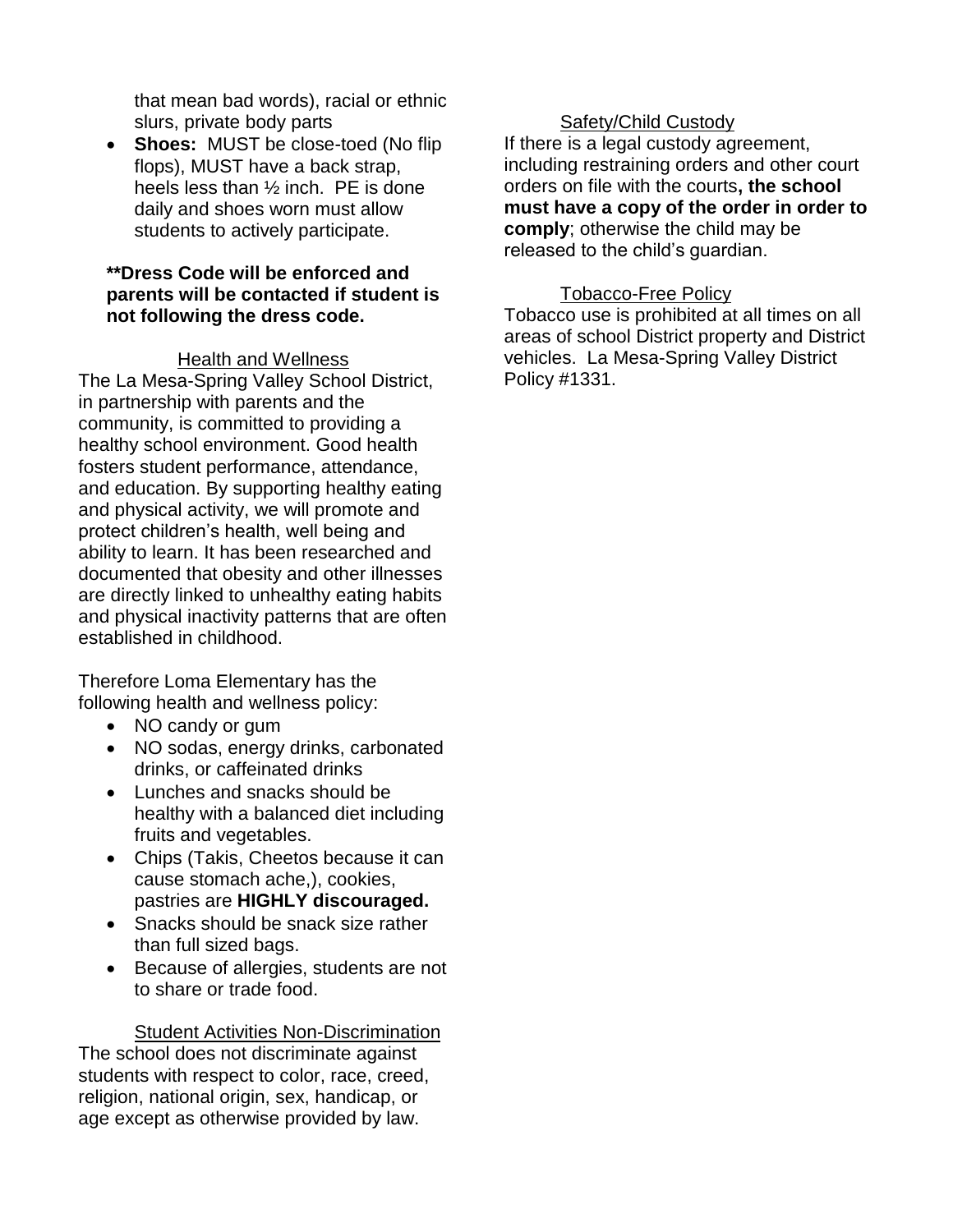that mean bad words), racial or ethnic slurs, private body parts

- **Shoes:** MUST be close-toed (No flip flops), MUST have a back strap, heels less than ½ inch. PE is done daily and shoes worn must allow students to actively participate.

**\*\*Dress Code will be enforced and parents will be contacted if student is not following the dress code.**

### Health and Wellness

The La Mesa-Spring Valley School District, in partnership with parents and the community, is committed to providing a healthy school environment. Good health fosters student performance, attendance, and education. By supporting healthy eating and physical activity, we will promote and protect children's health, well being and ability to learn. It has been researched and documented that obesity and other illnesses are directly linked to unhealthy eating habits and physical inactivity patterns that are often established in childhood.

Therefore Loma Elementary has the following health and wellness policy:

- NO candy or gum
- NO sodas, energy drinks, carbonated drinks, or caffeinated drinks
- Lunches and snacks should be healthy with a balanced diet including fruits and vegetables.
- Chips (Takis, Cheetos because it can cause stomach ache,), cookies, pastries are **HIGHLY discouraged.**
- Snacks should be snack size rather than full sized bags.
- Because of allergies, students are not to share or trade food.

### Student Activities Non-Discrimination

The school does not discriminate against students with respect to color, race, creed, religion, national origin, sex, handicap, or age except as otherwise provided by law.

### Safety/Child Custody

If there is a legal custody agreement, including restraining orders and other court orders on file with the courts**, the school must have a copy of the order in order to comply**; otherwise the child may be released to the child's guardian.

### Tobacco-Free Policy

Tobacco use is prohibited at all times on all areas of school District property and District vehicles. La Mesa-Spring Valley District Policy #1331.